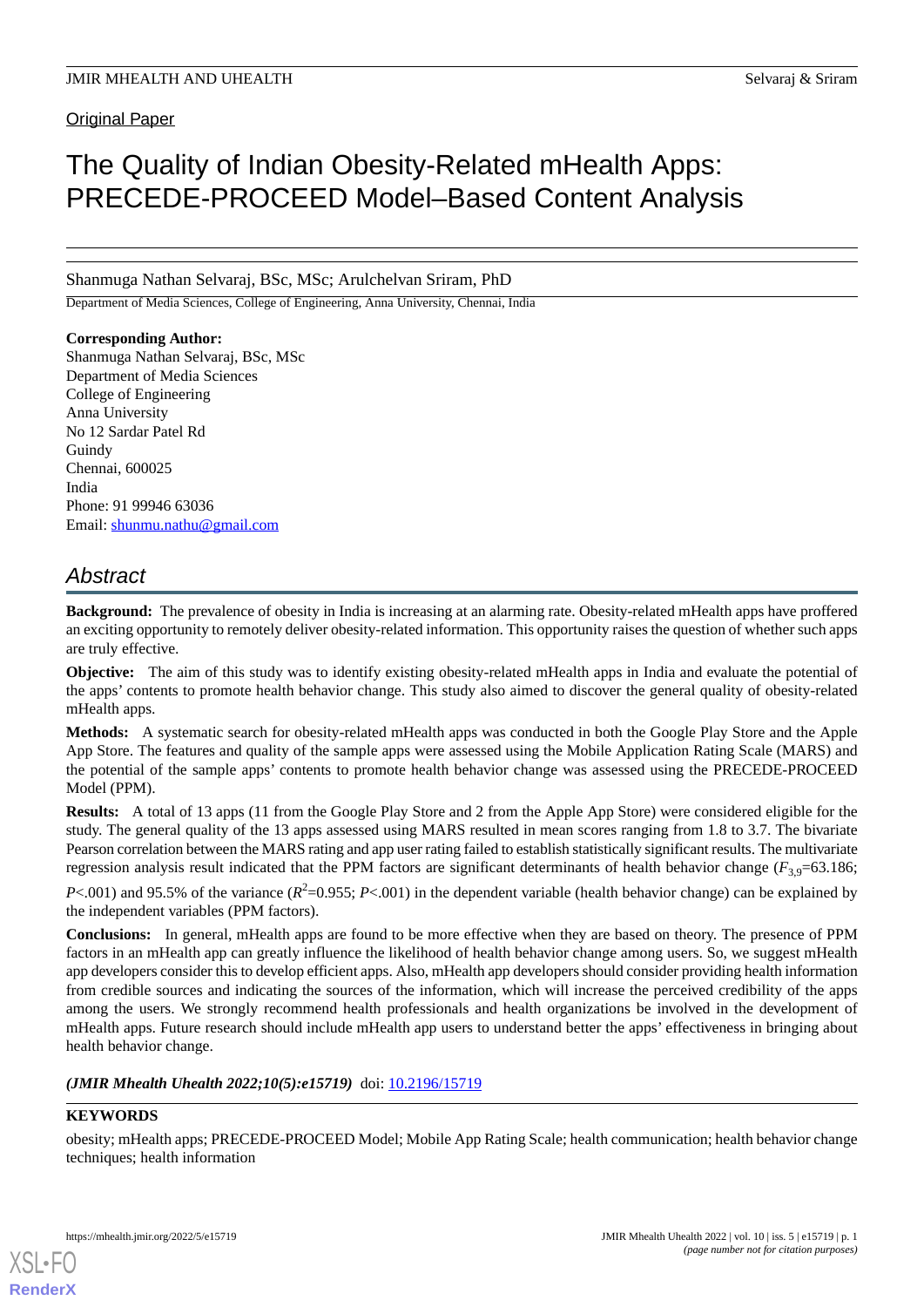Original Paper

# The Quality of Indian Obesity-Related mHealth Apps: PRECEDE-PROCEED Model–Based Content Analysis

Shanmuga Nathan Selvaraj, BSc, MSc; Arulchelvan Sriram, PhD

Department of Media Sciences, College of Engineering, Anna University, Chennai, India

**Corresponding Author:**
Shanmuga Nathan Selvaraj, BSc, MSc
Department of Media Sciences
College of Engineering
Anna University
No 12 Sardar Patel Rd
Guindy
Chennai, 600025
India
Phone: 91 99946 63036
Email: shunmu.nathu@gmail.com

## Abstract

**Background:** The prevalence of obesity in India is increasing at an alarming rate. Obesity-related mHealth apps have proffered an exciting opportunity to remotely deliver obesity-related information. This opportunity raises the question of whether such apps are truly effective.

**Objective:** The aim of this study was to identify existing obesity-related mHealth apps in India and evaluate the potential of the apps' contents to promote health behavior change. This study also aimed to discover the general quality of obesity-related mHealth apps.

**Methods:** A systematic search for obesity-related mHealth apps was conducted in both the Google Play Store and the Apple App Store. The features and quality of the sample apps were assessed using the Mobile Application Rating Scale (MARS) and the potential of the sample apps' contents to promote health behavior change was assessed using the PRECEDE-PROCEED Model (PPM).

**Results:** A total of 13 apps (11 from the Google Play Store and 2 from the Apple App Store) were considered eligible for the study. The general quality of the 13 apps assessed using MARS resulted in mean scores ranging from 1.8 to 3.7. The bivariate Pearson correlation between the MARS rating and app user rating failed to establish statistically significant results. The multivariate regression analysis result indicated that the PPM factors are significant determinants of health behavior change ($F_{3,9}$=63.186; $P$<.001) and 95.5% of the variance ($R^2$=0.955; $P$<.001) in the dependent variable (health behavior change) can be explained by the independent variables (PPM factors).

**Conclusions:** In general, mHealth apps are found to be more effective when they are based on theory. The presence of PPM factors in an mHealth app can greatly influence the likelihood of health behavior change among users. So, we suggest mHealth app developers consider this to develop efficient apps. Also, mHealth app developers should consider providing health information from credible sources and indicating the sources of the information, which will increase the perceived credibility of the apps among the users. We strongly recommend health professionals and health organizations be involved in the development of mHealth apps. Future research should include mHealth app users to understand better the apps' effectiveness in bringing about health behavior change.

***(JMIR Mhealth Uhealth 2022;10(5):e15719)*** doi: 10.2196/15719

## KEYWORDS

obesity; mHealth apps; PRECEDE-PROCEED Model; Mobile App Rating Scale; health communication; health behavior change techniques; health information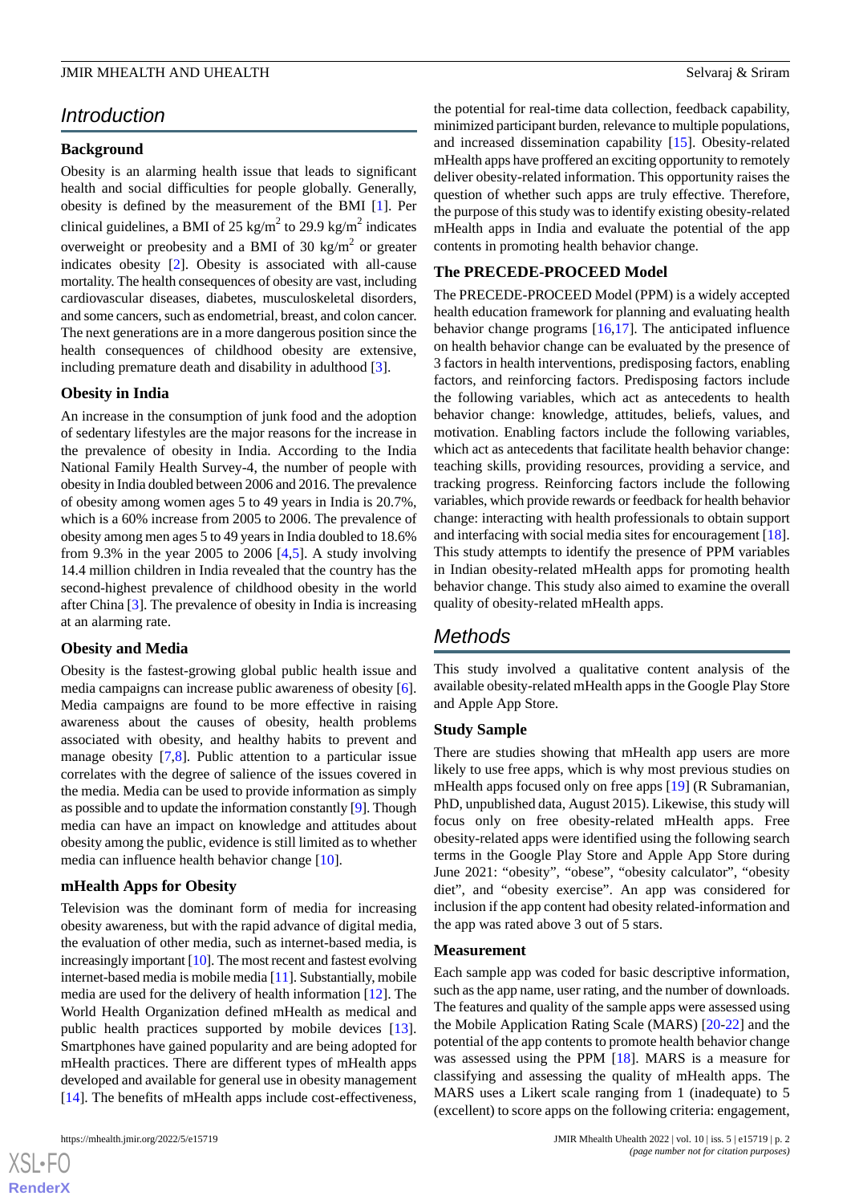## Introduction

### Background

Obesity is an alarming health issue that leads to significant health and social difficulties for people globally. Generally, obesity is defined by the measurement of the BMI [1]. Per clinical guidelines, a BMI of 25 kg/m$^2$ to 29.9 kg/m$^2$ indicates overweight or preobesity and a BMI of 30 kg/m$^2$ or greater indicates obesity [2]. Obesity is associated with all-cause mortality. The health consequences of obesity are vast, including cardiovascular diseases, diabetes, musculoskeletal disorders, and some cancers, such as endometrial, breast, and colon cancer. The next generations are in a more dangerous position since the health consequences of childhood obesity are extensive, including premature death and disability in adulthood [3].

### Obesity in India

An increase in the consumption of junk food and the adoption of sedentary lifestyles are the major reasons for the increase in the prevalence of obesity in India. According to the India National Family Health Survey-4, the number of people with obesity in India doubled between 2006 and 2016. The prevalence of obesity among women ages 5 to 49 years in India is 20.7%, which is a 60% increase from 2005 to 2006. The prevalence of obesity among men ages 5 to 49 years in India doubled to 18.6% from 9.3% in the year 2005 to 2006 [4,5]. A study involving 14.4 million children in India revealed that the country has the second-highest prevalence of childhood obesity in the world after China [3]. The prevalence of obesity in India is increasing at an alarming rate.

### Obesity and Media

Obesity is the fastest-growing global public health issue and media campaigns can increase public awareness of obesity [6]. Media campaigns are found to be more effective in raising awareness about the causes of obesity, health problems associated with obesity, and healthy habits to prevent and manage obesity [7,8]. Public attention to a particular issue correlates with the degree of salience of the issues covered in the media. Media can be used to provide information as simply as possible and to update the information constantly [9]. Though media can have an impact on knowledge and attitudes about obesity among the public, evidence is still limited as to whether media can influence health behavior change [10].

### mHealth Apps for Obesity

Television was the dominant form of media for increasing obesity awareness, but with the rapid advance of digital media, the evaluation of other media, such as internet-based media, is increasingly important [10]. The most recent and fastest evolving internet-based media is mobile media [11]. Substantially, mobile media are used for the delivery of health information [12]. The World Health Organization defined mHealth as medical and public health practices supported by mobile devices [13]. Smartphones have gained popularity and are being adopted for mHealth practices. There are different types of mHealth apps developed and available for general use in obesity management [14]. The benefits of mHealth apps include cost-effectiveness, the potential for real-time data collection, feedback capability, minimized participant burden, relevance to multiple populations, and increased dissemination capability [15]. Obesity-related mHealth apps have proffered an exciting opportunity to remotely deliver obesity-related information. This opportunity raises the question of whether such apps are truly effective. Therefore, the purpose of this study was to identify existing obesity-related mHealth apps in India and evaluate the potential of the app contents in promoting health behavior change.

### The PRECEDE-PROCEED Model

The PRECEDE-PROCEED Model (PPM) is a widely accepted health education framework for planning and evaluating health behavior change programs [16,17]. The anticipated influence on health behavior change can be evaluated by the presence of 3 factors in health interventions, predisposing factors, enabling factors, and reinforcing factors. Predisposing factors include the following variables, which act as antecedents to health behavior change: knowledge, attitudes, beliefs, values, and motivation. Enabling factors include the following variables, which act as antecedents that facilitate health behavior change: teaching skills, providing resources, providing a service, and tracking progress. Reinforcing factors include the following variables, which provide rewards or feedback for health behavior change: interacting with health professionals to obtain support and interfacing with social media sites for encouragement [18]. This study attempts to identify the presence of PPM variables in Indian obesity-related mHealth apps for promoting health behavior change. This study also aimed to examine the overall quality of obesity-related mHealth apps.

## Methods

This study involved a qualitative content analysis of the available obesity-related mHealth apps in the Google Play Store and Apple App Store.

### Study Sample

There are studies showing that mHealth app users are more likely to use free apps, which is why most previous studies on mHealth apps focused only on free apps [19] (R Subramanian, PhD, unpublished data, August 2015). Likewise, this study will focus only on free obesity-related mHealth apps. Free obesity-related apps were identified using the following search terms in the Google Play Store and Apple App Store during June 2021: "obesity", "obese", "obesity calculator", "obesity diet", and "obesity exercise". An app was considered for inclusion if the app content had obesity related-information and the app was rated above 3 out of 5 stars.

### Measurement

Each sample app was coded for basic descriptive information, such as the app name, user rating, and the number of downloads. The features and quality of the sample apps were assessed using the Mobile Application Rating Scale (MARS) [20-22] and the potential of the app contents to promote health behavior change was assessed using the PPM [18]. MARS is a measure for classifying and assessing the quality of mHealth apps. The MARS uses a Likert scale ranging from 1 (inadequate) to 5 (excellent) to score apps on the following criteria: engagement,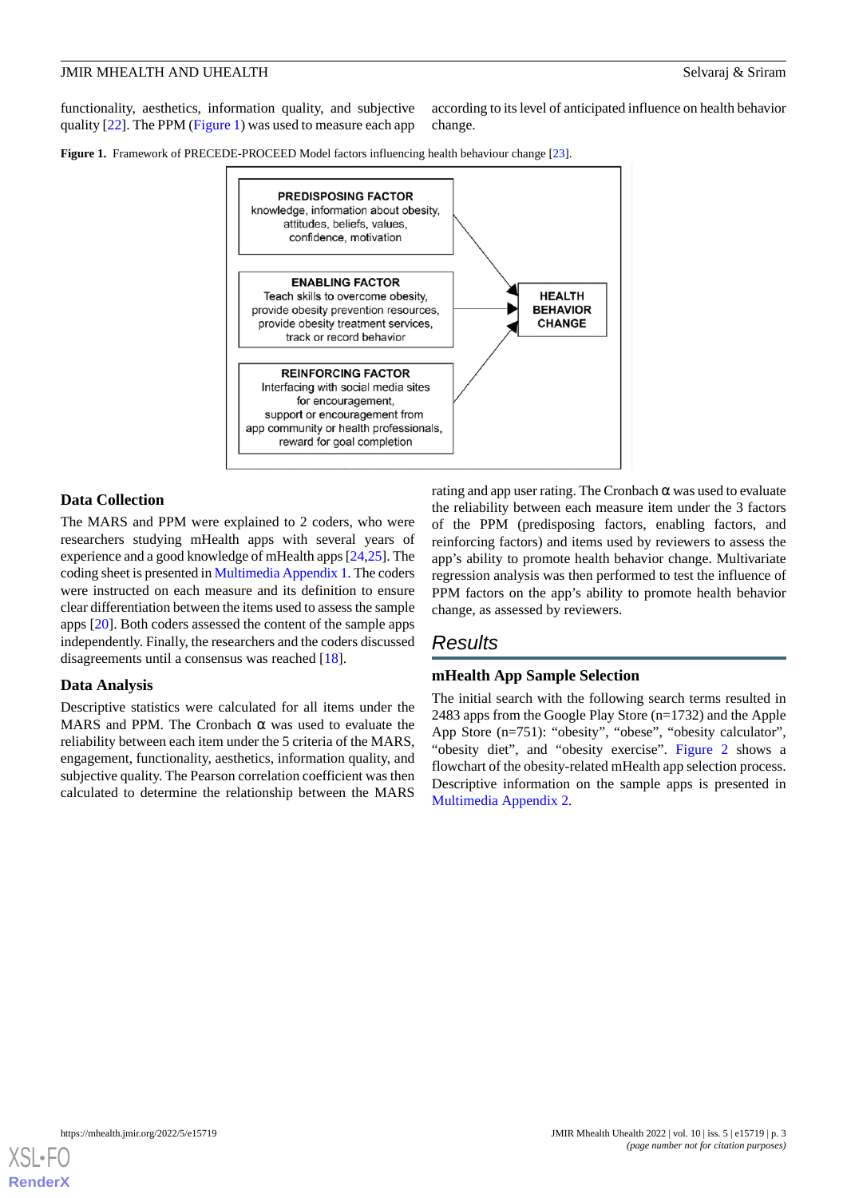functionality, aesthetics, information quality, and subjective quality [22]. The PPM (Figure 1) was used to measure each app according to its level of anticipated influence on health behavior change.

**Figure 1.** Framework of PRECEDE-PROCEED Model factors influencing health behaviour change [23].

**PREDISPOSING FACTOR**
knowledge, information about obesity, attitudes, beliefs, values, confidence, motivation

**ENABLING FACTOR**
Teach skills to overcome obesity, provide obesity prevention resources, provide obesity treatment services, track or record behavior

**REINFORCING FACTOR**
Interfacing with social media sites for encouragement, support or encouragement from app community or health professionals, reward for goal completion

**HEALTH BEHAVIOR CHANGE**

### Data Collection

The MARS and PPM were explained to 2 coders, who were researchers studying mHealth apps with several years of experience and a good knowledge of mHealth apps [24,25]. The coding sheet is presented in Multimedia Appendix 1. The coders were instructed on each measure and its definition to ensure clear differentiation between the items used to assess the sample apps [20]. Both coders assessed the content of the sample apps independently. Finally, the researchers and the coders discussed disagreements until a consensus was reached [18].

### Data Analysis

Descriptive statistics were calculated for all items under the MARS and PPM. The Cronbach α was used to evaluate the reliability between each item under the 5 criteria of the MARS, engagement, functionality, aesthetics, information quality, and subjective quality. The Pearson correlation coefficient was then calculated to determine the relationship between the MARS rating and app user rating. The Cronbach α was used to evaluate the reliability between each measure item under the 3 factors of the PPM (predisposing factors, enabling factors, and reinforcing factors) and items used by reviewers to assess the app's ability to promote health behavior change. Multivariate regression analysis was then performed to test the influence of PPM factors on the app's ability to promote health behavior change, as assessed by reviewers.

## Results

### mHealth App Sample Selection

The initial search with the following search terms resulted in 2483 apps from the Google Play Store (n=1732) and the Apple App Store (n=751): "obesity", "obese", "obesity calculator", "obesity diet", and "obesity exercise". Figure 2 shows a flowchart of the obesity-related mHealth app selection process. Descriptive information on the sample apps is presented in Multimedia Appendix 2.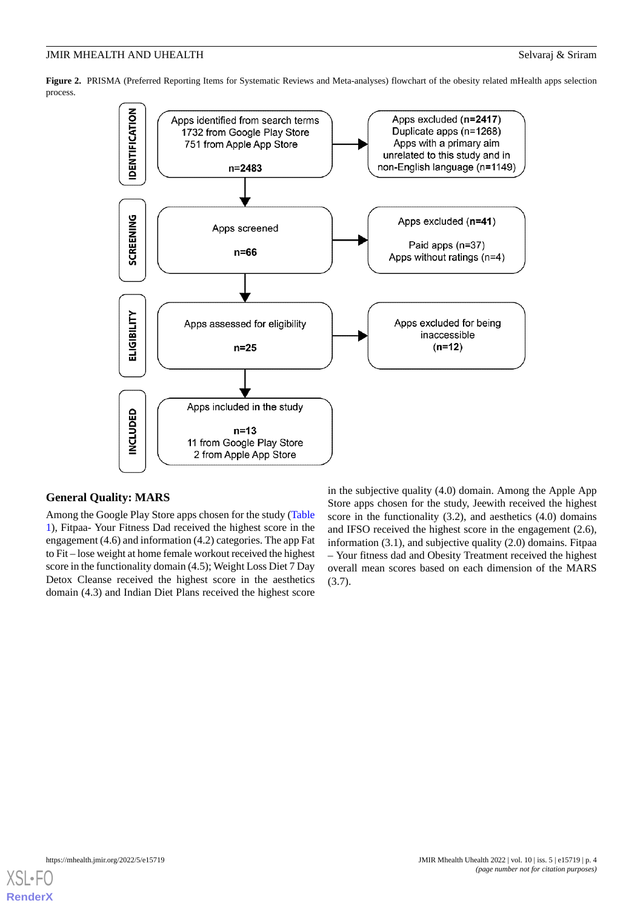**Figure 2.** PRISMA (Preferred Reporting Items for Systematic Reviews and Meta-analyses) flowchart of the obesity related mHealth apps selection process.

IDENTIFICATION

Apps identified from search terms
1732 from Google Play Store
751 from Apple App Store

n=2483

Apps excluded (**n=2417**)
Duplicate apps (n=1268)
Apps with a primary aim unrelated to this study and in non-English language (**n**=1149)

SCREENING

Apps screened

**n=66**

Apps excluded (**n=41**)

Paid apps (n=37)
Apps without ratings (n=4)

ELIGIBILITY

Apps assessed for eligibility

**n=25**

Apps excluded for being inaccessible
**(n=12)**

INCLUDED

Apps included in the study

**n=13**
11 from Google Play Store
2 from Apple App Store

### General Quality: MARS

Among the Google Play Store apps chosen for the study (Table 1), Fitpaa- Your Fitness Dad received the highest score in the engagement (4.6) and information (4.2) categories. The app Fat to Fit – lose weight at home female workout received the highest score in the functionality domain (4.5); Weight Loss Diet 7 Day Detox Cleanse received the highest score in the aesthetics domain (4.3) and Indian Diet Plans received the highest score in the subjective quality (4.0) domain. Among the Apple App Store apps chosen for the study, Jeewith received the highest score in the functionality (3.2), and aesthetics (4.0) domains and IFSO received the highest score in the engagement (2.6), information (3.1), and subjective quality (2.0) domains. Fitpaa – Your fitness dad and Obesity Treatment received the highest overall mean scores based on each dimension of the MARS (3.7).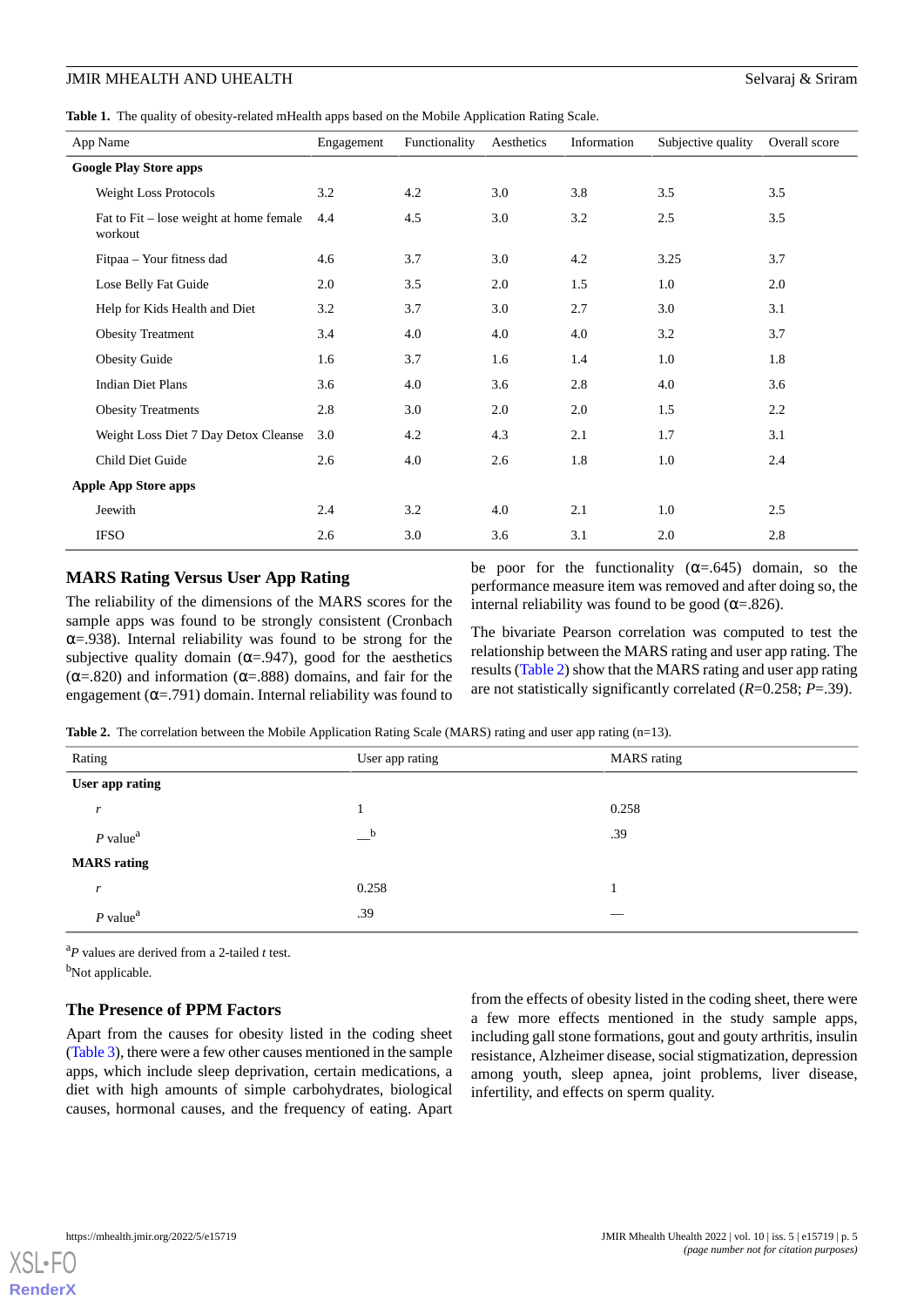**Table 1.** The quality of obesity-related mHealth apps based on the Mobile Application Rating Scale.

| App Name | Engagement | Functionality | Aesthetics | Information | Subjective quality | Overall score |
|---|---|---|---|---|---|---|
| **Google Play Store apps** | | | | | | |
| Weight Loss Protocols | 3.2 | 4.2 | 3.0 | 3.8 | 3.5 | 3.5 |
| Fat to Fit – lose weight at home female workout | 4.4 | 4.5 | 3.0 | 3.2 | 2.5 | 3.5 |
| Fitpaa – Your fitness dad | 4.6 | 3.7 | 3.0 | 4.2 | 3.25 | 3.7 |
| Lose Belly Fat Guide | 2.0 | 3.5 | 2.0 | 1.5 | 1.0 | 2.0 |
| Help for Kids Health and Diet | 3.2 | 3.7 | 3.0 | 2.7 | 3.0 | 3.1 |
| Obesity Treatment | 3.4 | 4.0 | 4.0 | 4.0 | 3.2 | 3.7 |
| Obesity Guide | 1.6 | 3.7 | 1.6 | 1.4 | 1.0 | 1.8 |
| Indian Diet Plans | 3.6 | 4.0 | 3.6 | 2.8 | 4.0 | 3.6 |
| Obesity Treatments | 2.8 | 3.0 | 2.0 | 2.0 | 1.5 | 2.2 |
| Weight Loss Diet 7 Day Detox Cleanse | 3.0 | 4.2 | 4.3 | 2.1 | 1.7 | 3.1 |
| Child Diet Guide | 2.6 | 4.0 | 2.6 | 1.8 | 1.0 | 2.4 |
| **Apple App Store apps** | | | | | | |
| Jeewith | 2.4 | 3.2 | 4.0 | 2.1 | 1.0 | 2.5 |
| IFSO | 2.6 | 3.0 | 3.6 | 3.1 | 2.0 | 2.8 |

## MARS Rating Versus User App Rating

The reliability of the dimensions of the MARS scores for the sample apps was found to be strongly consistent (Cronbach α=.938). Internal reliability was found to be strong for the subjective quality domain (α=.947), good for the aesthetics (α=.820) and information (α=.888) domains, and fair for the engagement (α=.791) domain. Internal reliability was found to be poor for the functionality (α=.645) domain, so the performance measure item was removed and after doing so, the internal reliability was found to be good (α=.826).

The bivariate Pearson correlation was computed to test the relationship between the MARS rating and user app rating. The results (Table 2) show that the MARS rating and user app rating are not statistically significantly correlated (*R*=0.258; *P*=.39).

**Table 2.** The correlation between the Mobile Application Rating Scale (MARS) rating and user app rating (n=13).

| Rating | User app rating | MARS rating |
|---|---|---|
| **User app rating** | | |
| *r* | 1 | 0.258 |
| *P* value[a] | —[b] | .39 |
| **MARS rating** | | |
| *r* | 0.258 | 1 |
| *P* value[a] | .39 | — |

[a]*P* values are derived from a 2-tailed *t* test.

[b]Not applicable.

## The Presence of PPM Factors

Apart from the causes for obesity listed in the coding sheet (Table 3), there were a few other causes mentioned in the sample apps, which include sleep deprivation, certain medications, a diet with high amounts of simple carbohydrates, biological causes, hormonal causes, and the frequency of eating. Apart from the effects of obesity listed in the coding sheet, there were a few more effects mentioned in the study sample apps, including gall stone formations, gout and gouty arthritis, insulin resistance, Alzheimer disease, social stigmatization, depression among youth, sleep apnea, joint problems, liver disease, infertility, and effects on sperm quality.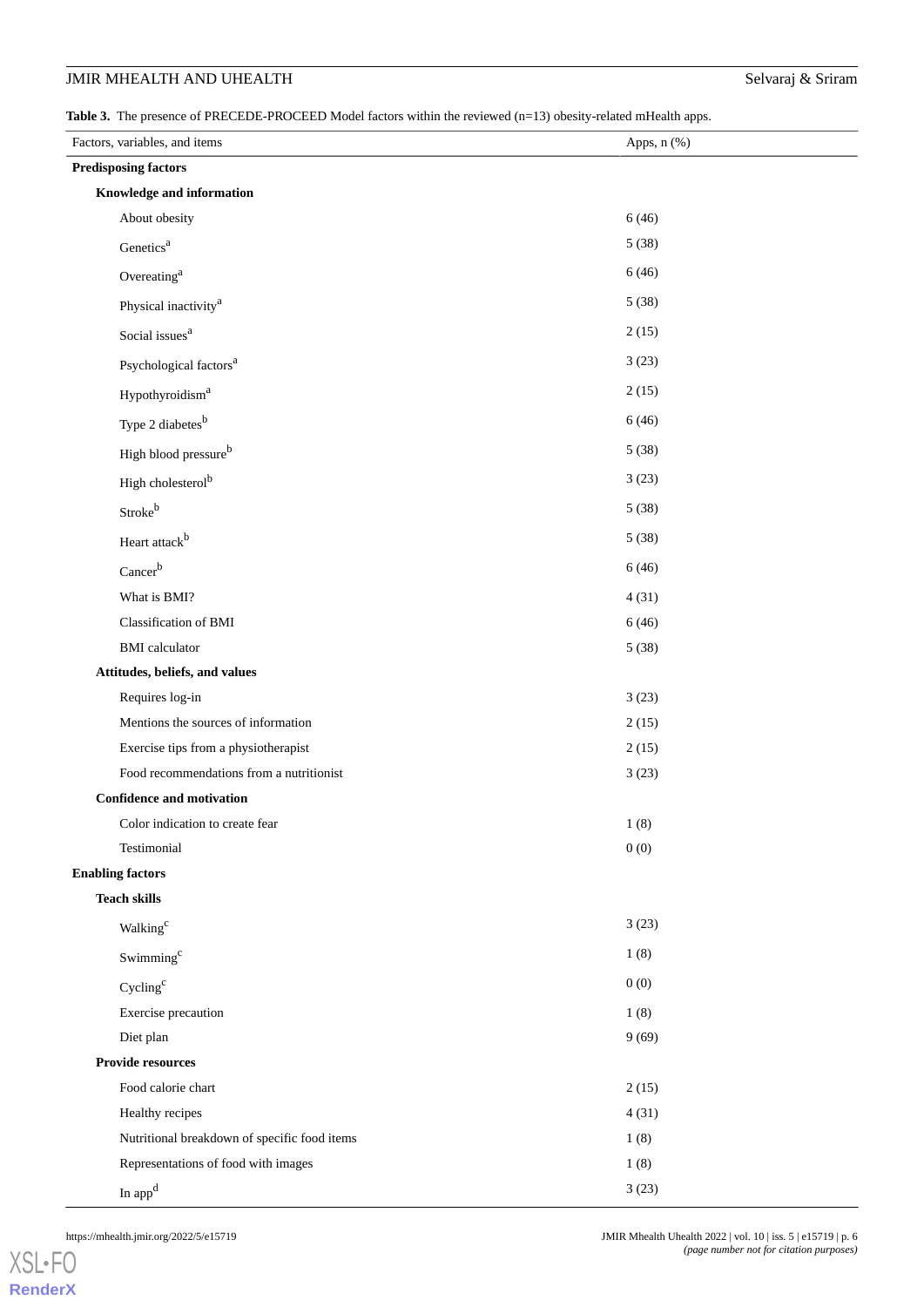**Table 3.** The presence of PRECEDE-PROCEED Model factors within the reviewed (n=13) obesity-related mHealth apps.

| Factors, variables, and items | Apps, n (%) |
|---|---|
| **Predisposing factors** | |
| **Knowledge and information** | |
| About obesity | 6 (46) |
| Genetics[a] | 5 (38) |
| Overeating[a] | 6 (46) |
| Physical inactivity[a] | 5 (38) |
| Social issues[a] | 2 (15) |
| Psychological factors[a] | 3 (23) |
| Hypothyroidism[a] | 2 (15) |
| Type 2 diabetes[b] | 6 (46) |
| High blood pressure[b] | 5 (38) |
| High cholesterol[b] | 3 (23) |
| Stroke[b] | 5 (38) |
| Heart attack[b] | 5 (38) |
| Cancer[b] | 6 (46) |
| What is BMI? | 4 (31) |
| Classification of BMI | 6 (46) |
| BMI calculator | 5 (38) |
| **Attitudes, beliefs, and values** | |
| Requires log-in | 3 (23) |
| Mentions the sources of information | 2 (15) |
| Exercise tips from a physiotherapist | 2 (15) |
| Food recommendations from a nutritionist | 3 (23) |
| **Confidence and motivation** | |
| Color indication to create fear | 1 (8) |
| Testimonial | 0 (0) |
| **Enabling factors** | |
| **Teach skills** | |
| Walking[c] | 3 (23) |
| Swimming[c] | 1 (8) |
| Cycling[c] | 0 (0) |
| Exercise precaution | 1 (8) |
| Diet plan | 9 (69) |
| **Provide resources** | |
| Food calorie chart | 2 (15) |
| Healthy recipes | 4 (31) |
| Nutritional breakdown of specific food items | 1 (8) |
| Representations of food with images | 1 (8) |
| In app[d] | 3 (23) |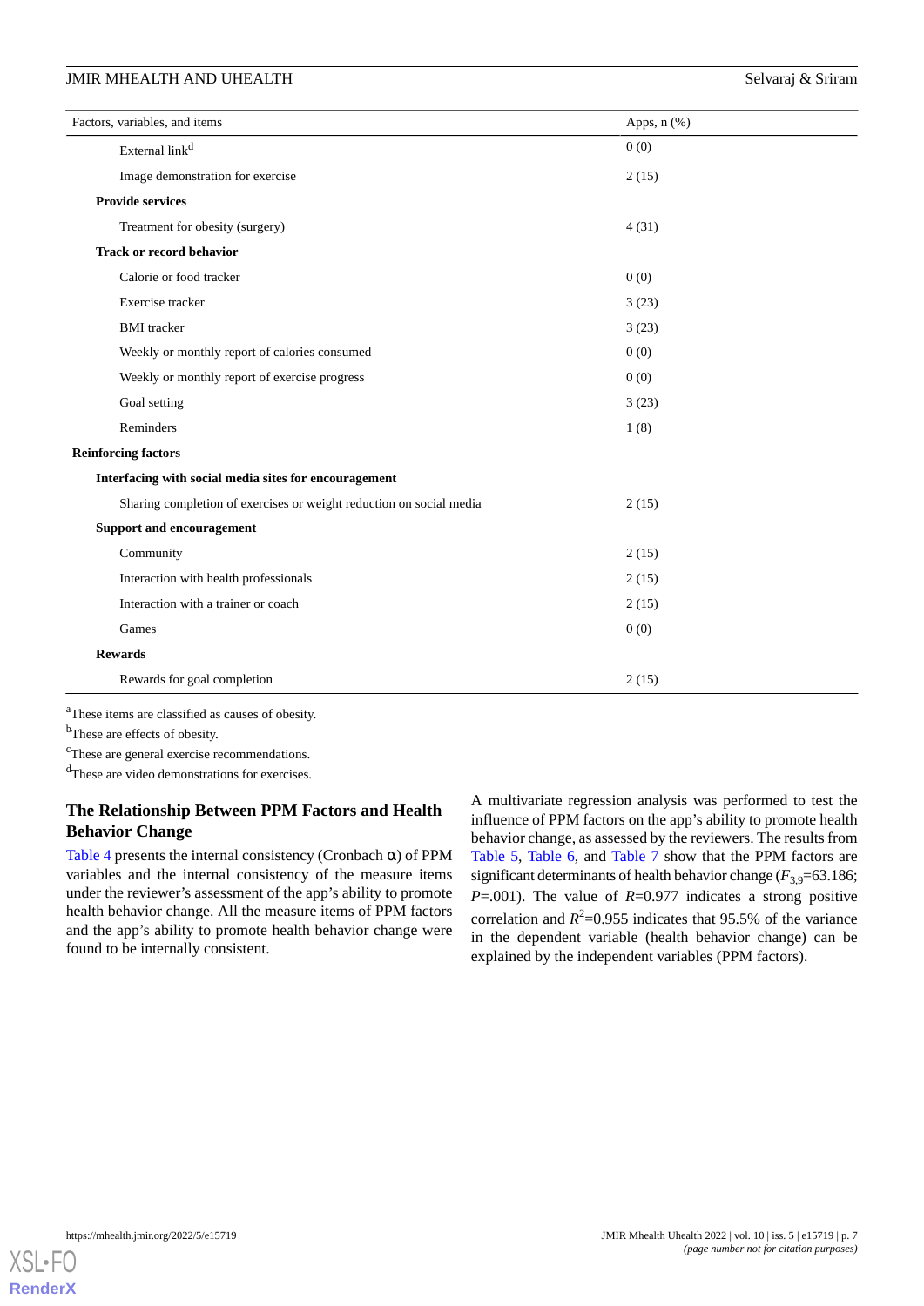| Factors, variables, and items | Apps, n (%) |
|---|---|
| External link[d] | 0 (0) |
| Image demonstration for exercise | 2 (15) |
| **Provide services** | |
| Treatment for obesity (surgery) | 4 (31) |
| **Track or record behavior** | |
| Calorie or food tracker | 0 (0) |
| Exercise tracker | 3 (23) |
| BMI tracker | 3 (23) |
| Weekly or monthly report of calories consumed | 0 (0) |
| Weekly or monthly report of exercise progress | 0 (0) |
| Goal setting | 3 (23) |
| Reminders | 1 (8) |
| **Reinforcing factors** | |
| **Interfacing with social media sites for encouragement** | |
| Sharing completion of exercises or weight reduction on social media | 2 (15) |
| **Support and encouragement** | |
| Community | 2 (15) |
| Interaction with health professionals | 2 (15) |
| Interaction with a trainer or coach | 2 (15) |
| Games | 0 (0) |
| **Rewards** | |
| Rewards for goal completion | 2 (15) |

[a]These items are classified as causes of obesity.

[b]These are effects of obesity.

[c]These are general exercise recommendations.

[d]These are video demonstrations for exercises.

## The Relationship Between PPM Factors and Health Behavior Change

Table 4 presents the internal consistency (Cronbach α) of PPM variables and the internal consistency of the measure items under the reviewer's assessment of the app's ability to promote health behavior change. All the measure items of PPM factors and the app's ability to promote health behavior change were found to be internally consistent.

A multivariate regression analysis was performed to test the influence of PPM factors on the app's ability to promote health behavior change, as assessed by the reviewers. The results from Table 5, Table 6, and Table 7 show that the PPM factors are significant determinants of health behavior change ($F_{3,9}$=63.186; $P$=.001). The value of $R$=0.977 indicates a strong positive correlation and $R^2$=0.955 indicates that 95.5% of the variance in the dependent variable (health behavior change) can be explained by the independent variables (PPM factors).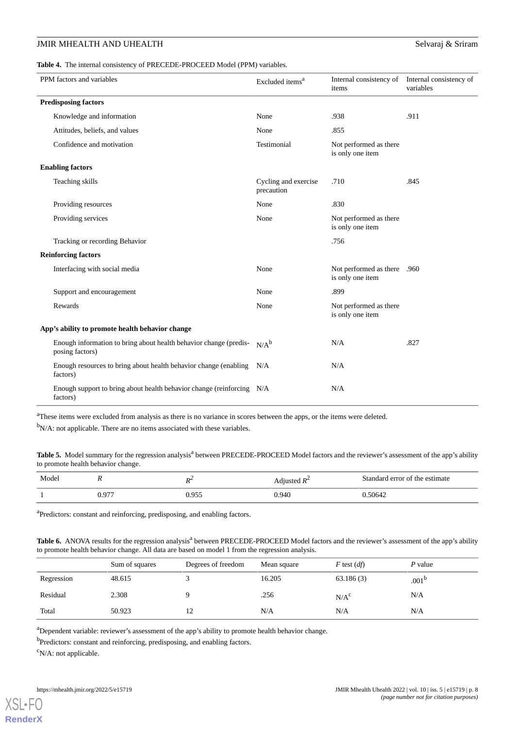**Table 4.** The internal consistency of PRECEDE-PROCEED Model (PPM) variables.

| PPM factors and variables | Excluded items[a] | Internal consistency of items | Internal consistency of variables |
|---|---|---|---|
| **Predisposing factors** | | | |
| Knowledge and information | None | .938 | .911 |
| Attitudes, beliefs, and values | None | .855 | |
| Confidence and motivation | Testimonial | Not performed as there is only one item | |
| **Enabling factors** | | | |
| Teaching skills | Cycling and exercise precaution | .710 | .845 |
| Providing resources | None | .830 | |
| Providing services | None | Not performed as there is only one item | |
| Tracking or recording Behavior | | .756 | |
| **Reinforcing factors** | | | |
| Interfacing with social media | None | Not performed as there is only one item | .960 |
| Support and encouragement | None | .899 | |
| Rewards | None | Not performed as there is only one item | |
| **App's ability to promote health behavior change** | | | |
| Enough information to bring about health behavior change (predisposing factors) | N/A[b] | N/A | .827 |
| Enough resources to bring about health behavior change (enabling factors) | N/A | N/A | |
| Enough support to bring about health behavior change (reinforcing factors) | N/A | N/A | |

[a]These items were excluded from analysis as there is no variance in scores between the apps, or the items were deleted.

[b]N/A: not applicable. There are no items associated with these variables.

**Table 5.** Model summary for the regression analysis[a] between PRECEDE-PROCEED Model factors and the reviewer's assessment of the app's ability to promote health behavior change.

| Model | *R* | $R^2$ | Adjusted $R^2$ | Standard error of the estimate |
|---|---|---|---|---|
| 1 | 0.977 | 0.955 | 0.940 | 0.50642 |

[a]Predictors: constant and reinforcing, predisposing, and enabling factors.

**Table 6.** ANOVA results for the regression analysis[a] between PRECEDE-PROCEED Model factors and the reviewer's assessment of the app's ability to promote health behavior change. All data are based on model 1 from the regression analysis.

| | Sum of squares | Degrees of freedom | Mean square | *F* test (*df*) | *P* value |
|---|---|---|---|---|---|
| Regression | 48.615 | 3 | 16.205 | 63.186 (3) | .001[b] |
| Residual | 2.308 | 9 | .256 | N/A[c] | N/A |
| Total | 50.923 | 12 | N/A | N/A | N/A |

[a]Dependent variable: reviewer's assessment of the app's ability to promote health behavior change.

[b]Predictors: constant and reinforcing, predisposing, and enabling factors.

[c]N/A: not applicable.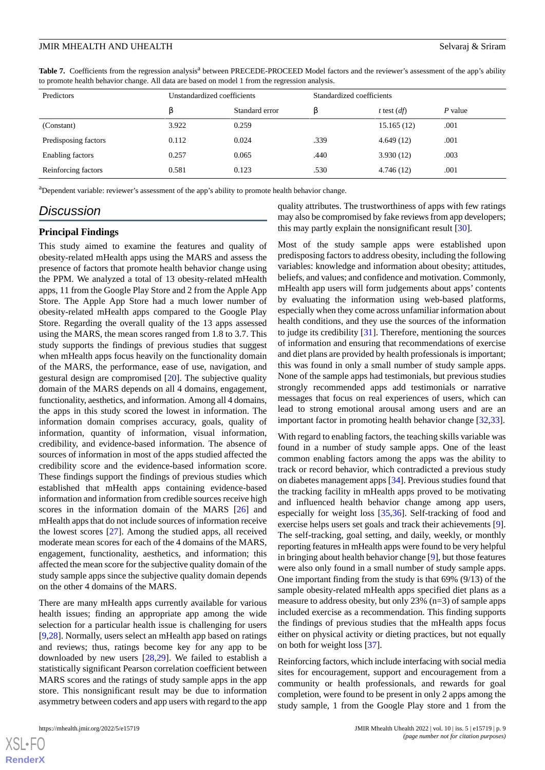**Table 7.** Coefficients from the regression analysis[a] between PRECEDE-PROCEED Model factors and the reviewer's assessment of the app's ability to promote health behavior change. All data are based on model 1 from the regression analysis.

| Predictors | Unstandardized coefficients | | Standardized coefficients | | |
|---|---|---|---|---|---|
| | β | Standard error | β | *t* test (*df*) | *P* value |
| (Constant) | 3.922 | 0.259 | | 15.165 (12) | .001 |
| Predisposing factors | 0.112 | 0.024 | .339 | 4.649 (12) | .001 |
| Enabling factors | 0.257 | 0.065 | .440 | 3.930 (12) | .003 |
| Reinforcing factors | 0.581 | 0.123 | .530 | 4.746 (12) | .001 |

[a]Dependent variable: reviewer's assessment of the app's ability to promote health behavior change.

## Discussion

### Principal Findings

This study aimed to examine the features and quality of obesity-related mHealth apps using the MARS and assess the presence of factors that promote health behavior change using the PPM. We analyzed a total of 13 obesity-related mHealth apps, 11 from the Google Play Store and 2 from the Apple App Store. The Apple App Store had a much lower number of obesity-related mHealth apps compared to the Google Play Store. Regarding the overall quality of the 13 apps assessed using the MARS, the mean scores ranged from 1.8 to 3.7. This study supports the findings of previous studies that suggest when mHealth apps focus heavily on the functionality domain of the MARS, the performance, ease of use, navigation, and gestural design are compromised [20]. The subjective quality domain of the MARS depends on all 4 domains, engagement, functionality, aesthetics, and information. Among all 4 domains, the apps in this study scored the lowest in information. The information domain comprises accuracy, goals, quality of information, quantity of information, visual information, credibility, and evidence-based information. The absence of sources of information in most of the apps studied affected the credibility score and the evidence-based information score. These findings support the findings of previous studies which established that mHealth apps containing evidence-based information and information from credible sources receive high scores in the information domain of the MARS [26] and mHealth apps that do not include sources of information receive the lowest scores [27]. Among the studied apps, all received moderate mean scores for each of the 4 domains of the MARS, engagement, functionality, aesthetics, and information; this affected the mean score for the subjective quality domain of the study sample apps since the subjective quality domain depends on the other 4 domains of the MARS.

There are many mHealth apps currently available for various health issues; finding an appropriate app among the wide selection for a particular health issue is challenging for users [9,28]. Normally, users select an mHealth app based on ratings and reviews; thus, ratings become key for any app to be downloaded by new users [28,29]. We failed to establish a statistically significant Pearson correlation coefficient between MARS scores and the ratings of study sample apps in the app store. This nonsignificant result may be due to information asymmetry between coders and app users with regard to the app quality attributes. The trustworthiness of apps with few ratings may also be compromised by fake reviews from app developers; this may partly explain the nonsignificant result [30].

Most of the study sample apps were established upon predisposing factors to address obesity, including the following variables: knowledge and information about obesity; attitudes, beliefs, and values; and confidence and motivation. Commonly, mHealth app users will form judgements about apps' contents by evaluating the information using web-based platforms, especially when they come across unfamiliar information about health conditions, and they use the sources of the information to judge its credibility [31]. Therefore, mentioning the sources of information and ensuring that recommendations of exercise and diet plans are provided by health professionals is important; this was found in only a small number of study sample apps. None of the sample apps had testimonials, but previous studies strongly recommended apps add testimonials or narrative messages that focus on real experiences of users, which can lead to strong emotional arousal among users and are an important factor in promoting health behavior change [32,33].

With regard to enabling factors, the teaching skills variable was found in a number of study sample apps. One of the least common enabling factors among the apps was the ability to track or record behavior, which contradicted a previous study on diabetes management apps [34]. Previous studies found that the tracking facility in mHealth apps proved to be motivating and influenced health behavior change among app users, especially for weight loss [35,36]. Self-tracking of food and exercise helps users set goals and track their achievements [9]. The self-tracking, goal setting, and daily, weekly, or monthly reporting features in mHealth apps were found to be very helpful in bringing about health behavior change [9], but those features were also only found in a small number of study sample apps. One important finding from the study is that 69% (9/13) of the sample obesity-related mHealth apps specified diet plans as a measure to address obesity, but only 23% (n=3) of sample apps included exercise as a recommendation. This finding supports the findings of previous studies that the mHealth apps focus either on physical activity or dieting practices, but not equally on both for weight loss [37].

Reinforcing factors, which include interfacing with social media sites for encouragement, support and encouragement from a community or health professionals, and rewards for goal completion, were found to be present in only 2 apps among the study sample, 1 from the Google Play store and 1 from the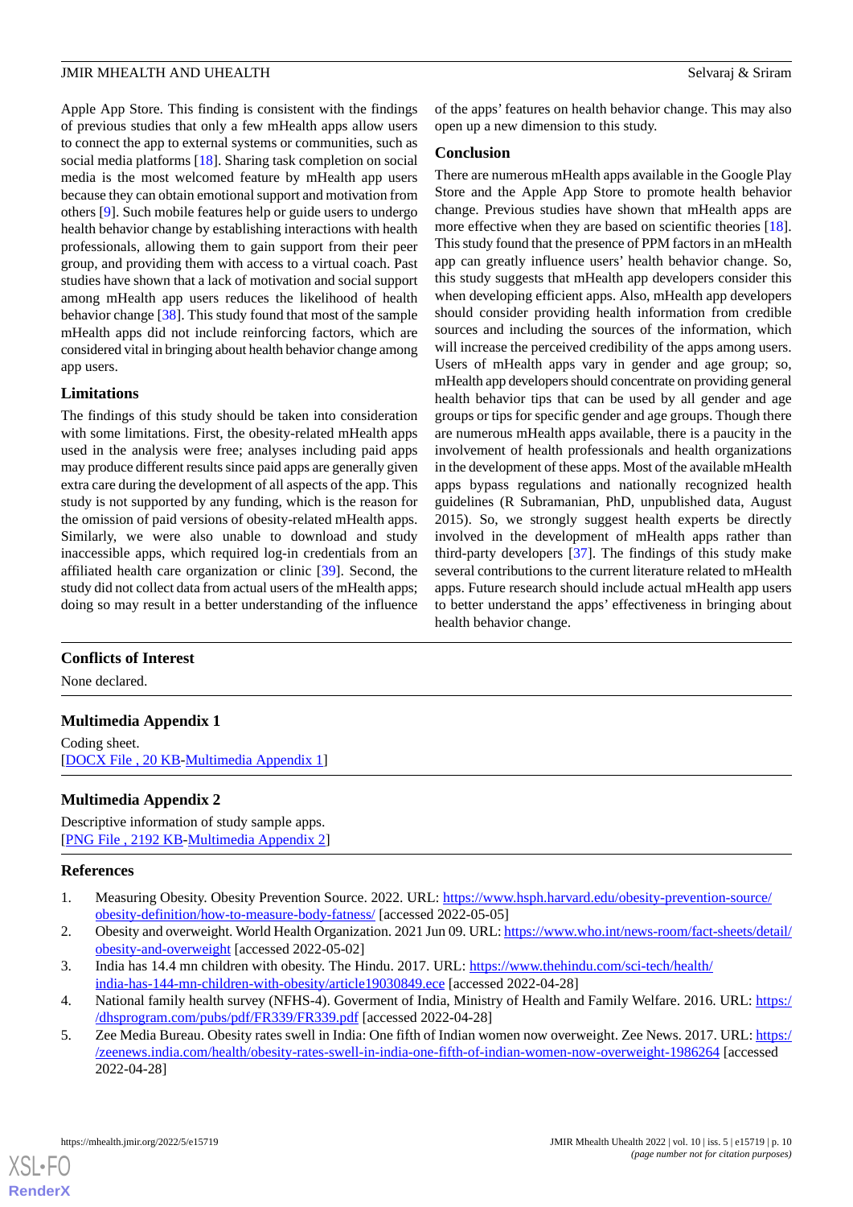Apple App Store. This finding is consistent with the findings of previous studies that only a few mHealth apps allow users to connect the app to external systems or communities, such as social media platforms [18]. Sharing task completion on social media is the most welcomed feature by mHealth app users because they can obtain emotional support and motivation from others [9]. Such mobile features help or guide users to undergo health behavior change by establishing interactions with health professionals, allowing them to gain support from their peer group, and providing them with access to a virtual coach. Past studies have shown that a lack of motivation and social support among mHealth app users reduces the likelihood of health behavior change [38]. This study found that most of the sample mHealth apps did not include reinforcing factors, which are considered vital in bringing about health behavior change among app users.

### Limitations

The findings of this study should be taken into consideration with some limitations. First, the obesity-related mHealth apps used in the analysis were free; analyses including paid apps may produce different results since paid apps are generally given extra care during the development of all aspects of the app. This study is not supported by any funding, which is the reason for the omission of paid versions of obesity-related mHealth apps. Similarly, we were also unable to download and study inaccessible apps, which required log-in credentials from an affiliated health care organization or clinic [39]. Second, the study did not collect data from actual users of the mHealth apps; doing so may result in a better understanding of the influence of the apps' features on health behavior change. This may also open up a new dimension to this study.

### Conclusion

There are numerous mHealth apps available in the Google Play Store and the Apple App Store to promote health behavior change. Previous studies have shown that mHealth apps are more effective when they are based on scientific theories [18]. This study found that the presence of PPM factors in an mHealth app can greatly influence users' health behavior change. So, this study suggests that mHealth app developers consider this when developing efficient apps. Also, mHealth app developers should consider providing health information from credible sources and including the sources of the information, which will increase the perceived credibility of the apps among users. Users of mHealth apps vary in gender and age group; so, mHealth app developers should concentrate on providing general health behavior tips that can be used by all gender and age groups or tips for specific gender and age groups. Though there are numerous mHealth apps available, there is a paucity in the involvement of health professionals and health organizations in the development of these apps. Most of the available mHealth apps bypass regulations and nationally recognized health guidelines (R Subramanian, PhD, unpublished data, August 2015). So, we strongly suggest health experts be directly involved in the development of mHealth apps rather than third-party developers [37]. The findings of this study make several contributions to the current literature related to mHealth apps. Future research should include actual mHealth app users to better understand the apps' effectiveness in bringing about health behavior change.

## Conflicts of Interest

None declared.

## Multimedia Appendix 1

Coding sheet.
[DOCX File , 20 KB-Multimedia Appendix 1]

## Multimedia Appendix 2

Descriptive information of study sample apps.
[PNG File , 2192 KB-Multimedia Appendix 2]

## References

1. Measuring Obesity. Obesity Prevention Source. 2022. URL: https://www.hsph.harvard.edu/obesity-prevention-source/obesity-definition/how-to-measure-body-fatness/ [accessed 2022-05-05]
2. Obesity and overweight. World Health Organization. 2021 Jun 09. URL: https://www.who.int/news-room/fact-sheets/detail/obesity-and-overweight [accessed 2022-05-02]
3. India has 14.4 mn children with obesity. The Hindu. 2017. URL: https://www.thehindu.com/sci-tech/health/india-has-144-mn-children-with-obesity/article19030849.ece [accessed 2022-04-28]
4. National family health survey (NFHS-4). Goverment of India, Ministry of Health and Family Welfare. 2016. URL: https://dhsprogram.com/pubs/pdf/FR339/FR339.pdf [accessed 2022-04-28]
5. Zee Media Bureau. Obesity rates swell in India: One fifth of Indian women now overweight. Zee News. 2017. URL: https://zeenews.india.com/health/obesity-rates-swell-in-india-one-fifth-of-indian-women-now-overweight-1986264 [accessed 2022-04-28]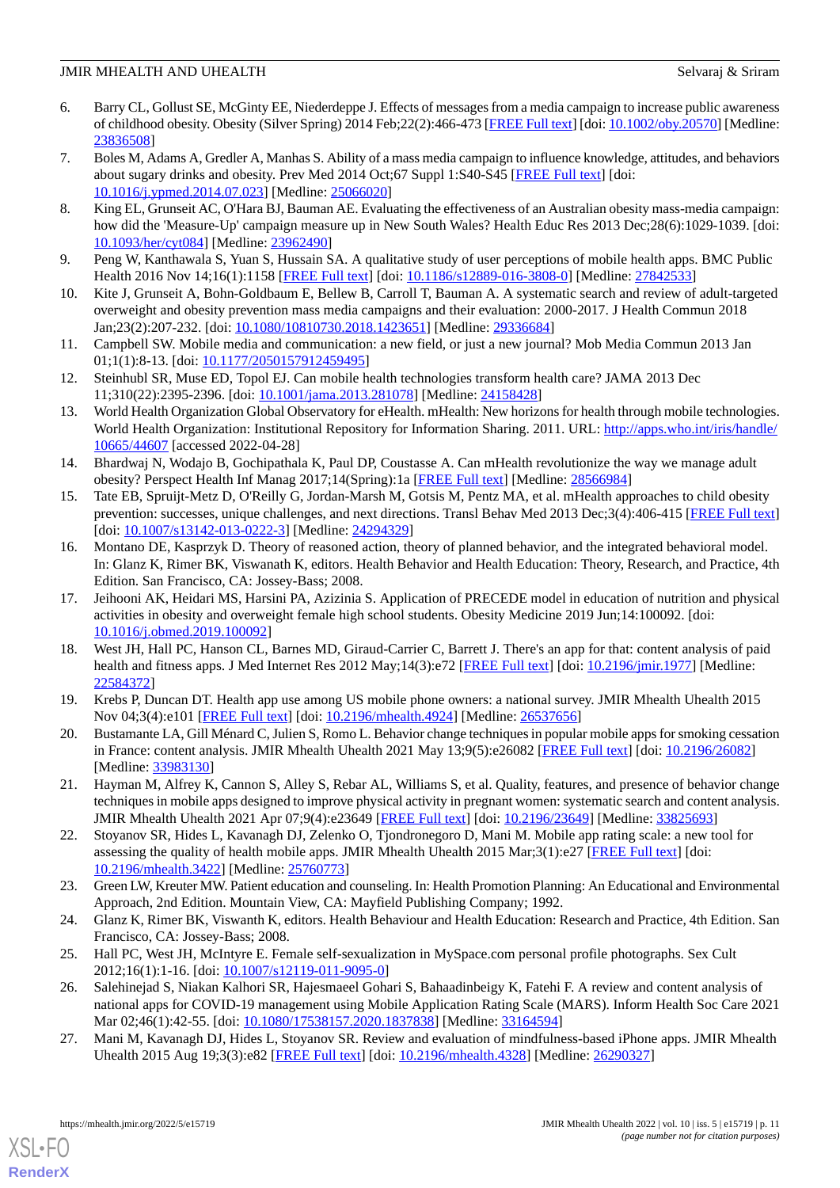6. Barry CL, Gollust SE, McGinty EE, Niederdeppe J. Effects of messages from a media campaign to increase public awareness of childhood obesity. Obesity (Silver Spring) 2014 Feb;22(2):466-473 [FREE Full text] [doi: 10.1002/oby.20570] [Medline: 23836508]
7. Boles M, Adams A, Gredler A, Manhas S. Ability of a mass media campaign to influence knowledge, attitudes, and behaviors about sugary drinks and obesity. Prev Med 2014 Oct;67 Suppl 1:S40-S45 [FREE Full text] [doi: 10.1016/j.ypmed.2014.07.023] [Medline: 25066020]
8. King EL, Grunseit AC, O'Hara BJ, Bauman AE. Evaluating the effectiveness of an Australian obesity mass-media campaign: how did the 'Measure-Up' campaign measure up in New South Wales? Health Educ Res 2013 Dec;28(6):1029-1039. [doi: 10.1093/her/cyt084] [Medline: 23962490]
9. Peng W, Kanthawala S, Yuan S, Hussain SA. A qualitative study of user perceptions of mobile health apps. BMC Public Health 2016 Nov 14;16(1):1158 [FREE Full text] [doi: 10.1186/s12889-016-3808-0] [Medline: 27842533]
10. Kite J, Grunseit A, Bohn-Goldbaum E, Bellew B, Carroll T, Bauman A. A systematic search and review of adult-targeted overweight and obesity prevention mass media campaigns and their evaluation: 2000-2017. J Health Commun 2018 Jan;23(2):207-232. [doi: 10.1080/10810730.2018.1423651] [Medline: 29336684]
11. Campbell SW. Mobile media and communication: a new field, or just a new journal? Mob Media Commun 2013 Jan 01;1(1):8-13. [doi: 10.1177/2050157912459495]
12. Steinhubl SR, Muse ED, Topol EJ. Can mobile health technologies transform health care? JAMA 2013 Dec 11;310(22):2395-2396. [doi: 10.1001/jama.2013.281078] [Medline: 24158428]
13. World Health Organization Global Observatory for eHealth. mHealth: New horizons for health through mobile technologies. World Health Organization: Institutional Repository for Information Sharing. 2011. URL: http://apps.who.int/iris/handle/10665/44607 [accessed 2022-04-28]
14. Bhardwaj N, Wodajo B, Gochipathala K, Paul DP, Coustasse A. Can mHealth revolutionize the way we manage adult obesity? Perspect Health Inf Manag 2017;14(Spring):1a [FREE Full text] [Medline: 28566984]
15. Tate EB, Spruijt-Metz D, O'Reilly G, Jordan-Marsh M, Gotsis M, Pentz MA, et al. mHealth approaches to child obesity prevention: successes, unique challenges, and next directions. Transl Behav Med 2013 Dec;3(4):406-415 [FREE Full text] [doi: 10.1007/s13142-013-0222-3] [Medline: 24294329]
16. Montano DE, Kasprzyk D. Theory of reasoned action, theory of planned behavior, and the integrated behavioral model. In: Glanz K, Rimer BK, Viswanath K, editors. Health Behavior and Health Education: Theory, Research, and Practice, 4th Edition. San Francisco, CA: Jossey-Bass; 2008.
17. Jeihooni AK, Heidari MS, Harsini PA, Azizinia S. Application of PRECEDE model in education of nutrition and physical activities in obesity and overweight female high school students. Obesity Medicine 2019 Jun;14:100092. [doi: 10.1016/j.obmed.2019.100092]
18. West JH, Hall PC, Hanson CL, Barnes MD, Giraud-Carrier C, Barrett J. There's an app for that: content analysis of paid health and fitness apps. J Med Internet Res 2012 May;14(3):e72 [FREE Full text] [doi: 10.2196/jmir.1977] [Medline: 22584372]
19. Krebs P, Duncan DT. Health app use among US mobile phone owners: a national survey. JMIR Mhealth Uhealth 2015 Nov 04;3(4):e101 [FREE Full text] [doi: 10.2196/mhealth.4924] [Medline: 26537656]
20. Bustamante LA, Gill Ménard C, Julien S, Romo L. Behavior change techniques in popular mobile apps for smoking cessation in France: content analysis. JMIR Mhealth Uhealth 2021 May 13;9(5):e26082 [FREE Full text] [doi: 10.2196/26082] [Medline: 33983130]
21. Hayman M, Alfrey K, Cannon S, Alley S, Rebar AL, Williams S, et al. Quality, features, and presence of behavior change techniques in mobile apps designed to improve physical activity in pregnant women: systematic search and content analysis. JMIR Mhealth Uhealth 2021 Apr 07;9(4):e23649 [FREE Full text] [doi: 10.2196/23649] [Medline: 33825693]
22. Stoyanov SR, Hides L, Kavanagh DJ, Zelenko O, Tjondronegoro D, Mani M. Mobile app rating scale: a new tool for assessing the quality of health mobile apps. JMIR Mhealth Uhealth 2015 Mar;3(1):e27 [FREE Full text] [doi: 10.2196/mhealth.3422] [Medline: 25760773]
23. Green LW, Kreuter MW. Patient education and counseling. In: Health Promotion Planning: An Educational and Environmental Approach, 2nd Edition. Mountain View, CA: Mayfield Publishing Company; 1992.
24. Glanz K, Rimer BK, Viswanth K, editors. Health Behaviour and Health Education: Research and Practice, 4th Edition. San Francisco, CA: Jossey-Bass; 2008.
25. Hall PC, West JH, McIntyre E. Female self-sexualization in MySpace.com personal profile photographs. Sex Cult 2012;16(1):1-16. [doi: 10.1007/s12119-011-9095-0]
26. Salehinejad S, Niakan Kalhori SR, Hajesmaeel Gohari S, Bahaadinbeigy K, Fatehi F. A review and content analysis of national apps for COVID-19 management using Mobile Application Rating Scale (MARS). Inform Health Soc Care 2021 Mar 02;46(1):42-55. [doi: 10.1080/17538157.2020.1837838] [Medline: 33164594]
27. Mani M, Kavanagh DJ, Hides L, Stoyanov SR. Review and evaluation of mindfulness-based iPhone apps. JMIR Mhealth Uhealth 2015 Aug 19;3(3):e82 [FREE Full text] [doi: 10.2196/mhealth.4328] [Medline: 26290327]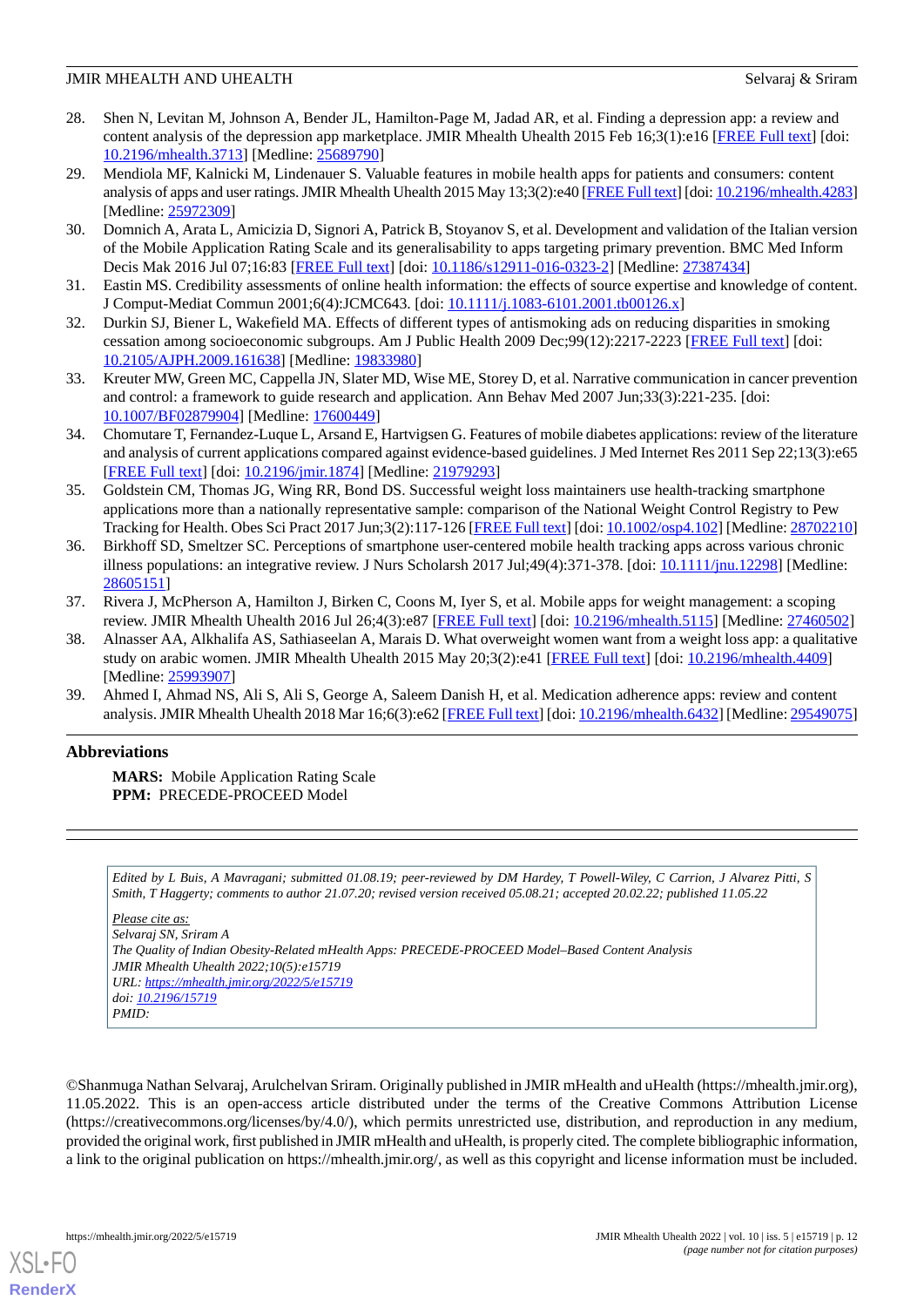28. Shen N, Levitan M, Johnson A, Bender JL, Hamilton-Page M, Jadad AR, et al. Finding a depression app: a review and content analysis of the depression app marketplace. JMIR Mhealth Uhealth 2015 Feb 16;3(1):e16 [FREE Full text] [doi: 10.2196/mhealth.3713] [Medline: 25689790]
29. Mendiola MF, Kalnicki M, Lindenauer S. Valuable features in mobile health apps for patients and consumers: content analysis of apps and user ratings. JMIR Mhealth Uhealth 2015 May 13;3(2):e40 [FREE Full text] [doi: 10.2196/mhealth.4283] [Medline: 25972309]
30. Domnich A, Arata L, Amicizia D, Signori A, Patrick B, Stoyanov S, et al. Development and validation of the Italian version of the Mobile Application Rating Scale and its generalisability to apps targeting primary prevention. BMC Med Inform Decis Mak 2016 Jul 07;16:83 [FREE Full text] [doi: 10.1186/s12911-016-0323-2] [Medline: 27387434]
31. Eastin MS. Credibility assessments of online health information: the effects of source expertise and knowledge of content. J Comput-Mediat Commun 2001;6(4):JCMC643. [doi: 10.1111/j.1083-6101.2001.tb00126.x]
32. Durkin SJ, Biener L, Wakefield MA. Effects of different types of antismoking ads on reducing disparities in smoking cessation among socioeconomic subgroups. Am J Public Health 2009 Dec;99(12):2217-2223 [FREE Full text] [doi: 10.2105/AJPH.2009.161638] [Medline: 19833980]
33. Kreuter MW, Green MC, Cappella JN, Slater MD, Wise ME, Storey D, et al. Narrative communication in cancer prevention and control: a framework to guide research and application. Ann Behav Med 2007 Jun;33(3):221-235. [doi: 10.1007/BF02879904] [Medline: 17600449]
34. Chomutare T, Fernandez-Luque L, Arsand E, Hartvigsen G. Features of mobile diabetes applications: review of the literature and analysis of current applications compared against evidence-based guidelines. J Med Internet Res 2011 Sep 22;13(3):e65 [FREE Full text] [doi: 10.2196/jmir.1874] [Medline: 21979293]
35. Goldstein CM, Thomas JG, Wing RR, Bond DS. Successful weight loss maintainers use health-tracking smartphone applications more than a nationally representative sample: comparison of the National Weight Control Registry to Pew Tracking for Health. Obes Sci Pract 2017 Jun;3(2):117-126 [FREE Full text] [doi: 10.1002/osp4.102] [Medline: 28702210]
36. Birkhoff SD, Smeltzer SC. Perceptions of smartphone user-centered mobile health tracking apps across various chronic illness populations: an integrative review. J Nurs Scholarsh 2017 Jul;49(4):371-378. [doi: 10.1111/jnu.12298] [Medline: 28605151]
37. Rivera J, McPherson A, Hamilton J, Birken C, Coons M, Iyer S, et al. Mobile apps for weight management: a scoping review. JMIR Mhealth Uhealth 2016 Jul 26;4(3):e87 [FREE Full text] [doi: 10.2196/mhealth.5115] [Medline: 27460502]
38. Alnasser AA, Alkhalifa AS, Sathiaseelan A, Marais D. What overweight women want from a weight loss app: a qualitative study on arabic women. JMIR Mhealth Uhealth 2015 May 20;3(2):e41 [FREE Full text] [doi: 10.2196/mhealth.4409] [Medline: 25993907]
39. Ahmed I, Ahmad NS, Ali S, Ali S, George A, Saleem Danish H, et al. Medication adherence apps: review and content analysis. JMIR Mhealth Uhealth 2018 Mar 16;6(3):e62 [FREE Full text] [doi: 10.2196/mhealth.6432] [Medline: 29549075]

## Abbreviations

**MARS:** Mobile Application Rating Scale
**PPM:** PRECEDE-PROCEED Model

*Edited by L Buis, A Mavragani; submitted 01.08.19; peer-reviewed by DM Hardey, T Powell-Wiley, C Carrion, J Alvarez Pitti, S Smith, T Haggerty; comments to author 21.07.20; revised version received 05.08.21; accepted 20.02.22; published 11.05.22*

*Please cite as:*
*Selvaraj SN, Sriram A*
*The Quality of Indian Obesity-Related mHealth Apps: PRECEDE-PROCEED Model–Based Content Analysis*
*JMIR Mhealth Uhealth 2022;10(5):e15719*
*URL: https://mhealth.jmir.org/2022/5/e15719*
*doi: 10.2196/15719*
*PMID:*

©Shanmuga Nathan Selvaraj, Arulchelvan Sriram. Originally published in JMIR mHealth and uHealth (https://mhealth.jmir.org), 11.05.2022. This is an open-access article distributed under the terms of the Creative Commons Attribution License (https://creativecommons.org/licenses/by/4.0/), which permits unrestricted use, distribution, and reproduction in any medium, provided the original work, first published in JMIR mHealth and uHealth, is properly cited. The complete bibliographic information, a link to the original publication on https://mhealth.jmir.org/, as well as this copyright and license information must be included.